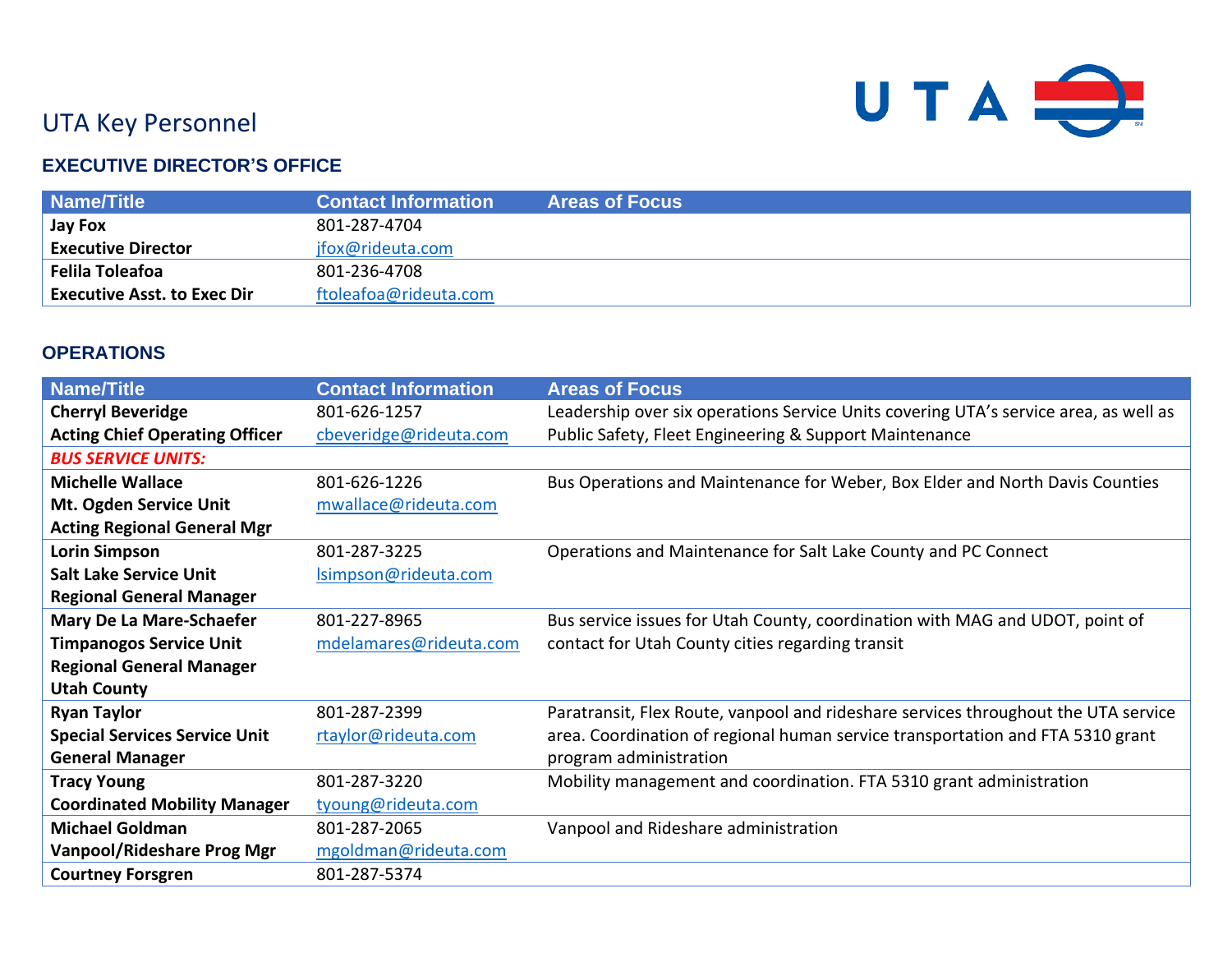# UTA Key Personnel

## EXECUTIVE DIRECTOR'S OFFICE

| Name/Title | Contact Information | Areas of Focus |
|---|---|---|
| **Jay Fox**<br>**Executive Director** | 801-287-4704<br>jfox@rideuta.com | |
| **Felila Toleafoa**<br>**Executive Asst. to Exec Dir** | 801-236-4708<br>ftoleafoa@rideuta.com | |

## OPERATIONS

| Name/Title | Contact Information | Areas of Focus |
|---|---|---|
| **Cherryl Beveridge**<br>**Acting Chief Operating Officer** | 801-626-1257<br>cbeveridge@rideuta.com | Leadership over six operations Service Units covering UTA's service area, as well as Public Safety, Fleet Engineering & Support Maintenance |
| ***BUS SERVICE UNITS:*** | | |
| **Michelle Wallace**<br>**Mt. Ogden Service Unit**<br>**Acting Regional General Mgr** | 801-626-1226<br>mwallace@rideuta.com | Bus Operations and Maintenance for Weber, Box Elder and North Davis Counties |
| **Lorin Simpson**<br>**Salt Lake Service Unit**<br>**Regional General Manager** | 801-287-3225<br>lsimpson@rideuta.com | Operations and Maintenance for Salt Lake County and PC Connect |
| **Mary De La Mare-Schaefer**<br>**Timpanogos Service Unit**<br>**Regional General Manager**<br>**Utah County** | 801-227-8965<br>mdelamares@rideuta.com | Bus service issues for Utah County, coordination with MAG and UDOT, point of contact for Utah County cities regarding transit |
| **Ryan Taylor**<br>**Special Services Service Unit**<br>**General Manager** | 801-287-2399<br>rtaylor@rideuta.com | Paratransit, Flex Route, vanpool and rideshare services throughout the UTA service area. Coordination of regional human service transportation and FTA 5310 grant program administration |
| **Tracy Young**<br>**Coordinated Mobility Manager** | 801-287-3220<br>tyoung@rideuta.com | Mobility management and coordination. FTA 5310 grant administration |
| **Michael Goldman**<br>**Vanpool/Rideshare Prog Mgr** | 801-287-2065<br>mgoldman@rideuta.com | Vanpool and Rideshare administration |
| **Courtney Forsgren** | 801-287-5374 | |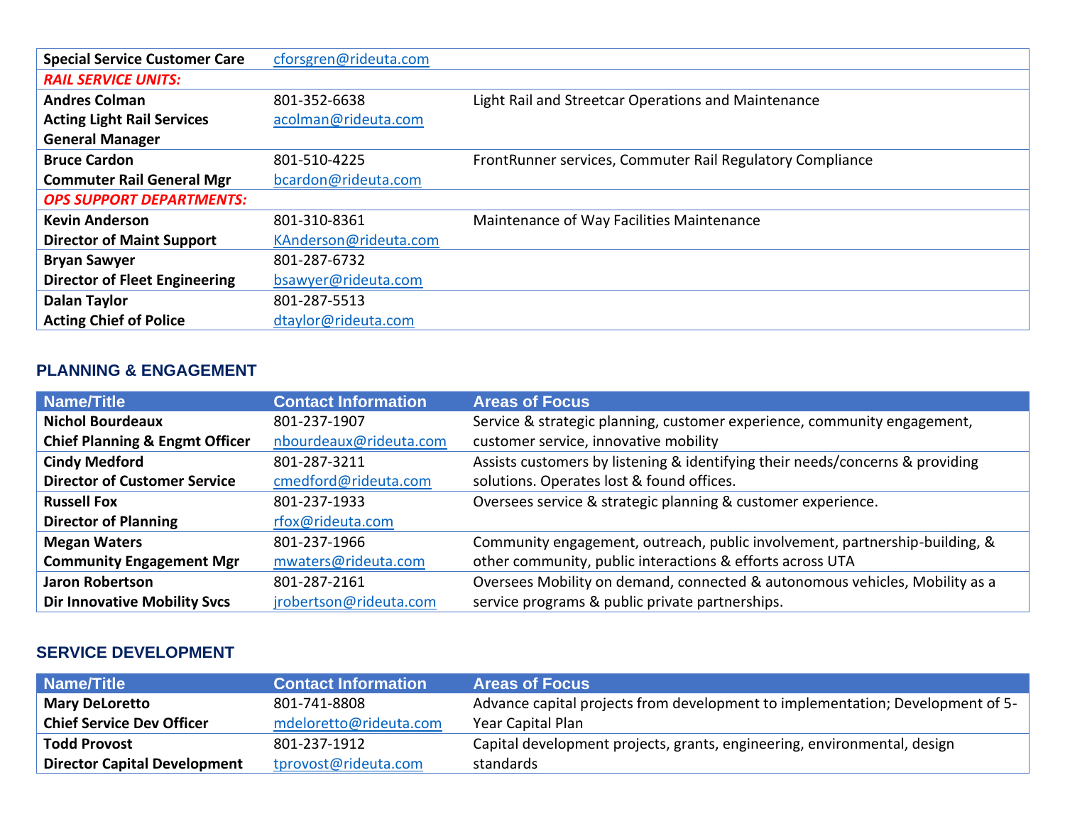| | | |
|---|---|---|
| **Special Service Customer Care** | cforsgren@rideuta.com | |
| ***RAIL SERVICE UNITS:*** | | |
| **Andres Colman**<br>**Acting Light Rail Services General Manager** | 801-352-6638<br>acolman@rideuta.com | Light Rail and Streetcar Operations and Maintenance |
| **Bruce Cardon**<br>**Commuter Rail General Mgr** | 801-510-4225<br>bcardon@rideuta.com | FrontRunner services, Commuter Rail Regulatory Compliance |
| ***OPS SUPPORT DEPARTMENTS:*** | | |
| **Kevin Anderson**<br>**Director of Maint Support** | 801-310-8361<br>KAnderson@rideuta.com | Maintenance of Way Facilities Maintenance |
| **Bryan Sawyer**<br>**Director of Fleet Engineering** | 801-287-6732<br>bsawyer@rideuta.com | |
| **Dalan Taylor**<br>**Acting Chief of Police** | 801-287-5513<br>dtaylor@rideuta.com | |

## PLANNING & ENGAGEMENT

| Name/Title | Contact Information | Areas of Focus |
|---|---|---|
| **Nichol Bourdeaux**<br>**Chief Planning & Engmt Officer** | 801-237-1907<br>nbourdeaux@rideuta.com | Service & strategic planning, customer experience, community engagement, customer service, innovative mobility |
| **Cindy Medford**<br>**Director of Customer Service** | 801-287-3211<br>cmedford@rideuta.com | Assists customers by listening & identifying their needs/concerns & providing solutions. Operates lost & found offices. |
| **Russell Fox**<br>**Director of Planning** | 801-237-1933<br>rfox@rideuta.com | Oversees service & strategic planning & customer experience. |
| **Megan Waters**<br>**Community Engagement Mgr** | 801-237-1966<br>mwaters@rideuta.com | Community engagement, outreach, public involvement, partnership-building, & other community, public interactions & efforts across UTA |
| **Jaron Robertson**<br>**Dir Innovative Mobility Svcs** | 801-287-2161<br>jrobertson@rideuta.com | Oversees Mobility on demand, connected & autonomous vehicles, Mobility as a service programs & public private partnerships. |

## SERVICE DEVELOPMENT

| Name/Title | Contact Information | Areas of Focus |
|---|---|---|
| **Mary DeLoretto**<br>**Chief Service Dev Officer** | 801-741-8808<br>mdeloretto@rideuta.com | Advance capital projects from development to implementation; Development of 5-Year Capital Plan |
| **Todd Provost**<br>**Director Capital Development** | 801-237-1912<br>tprovost@rideuta.com | Capital development projects, grants, engineering, environmental, design standards |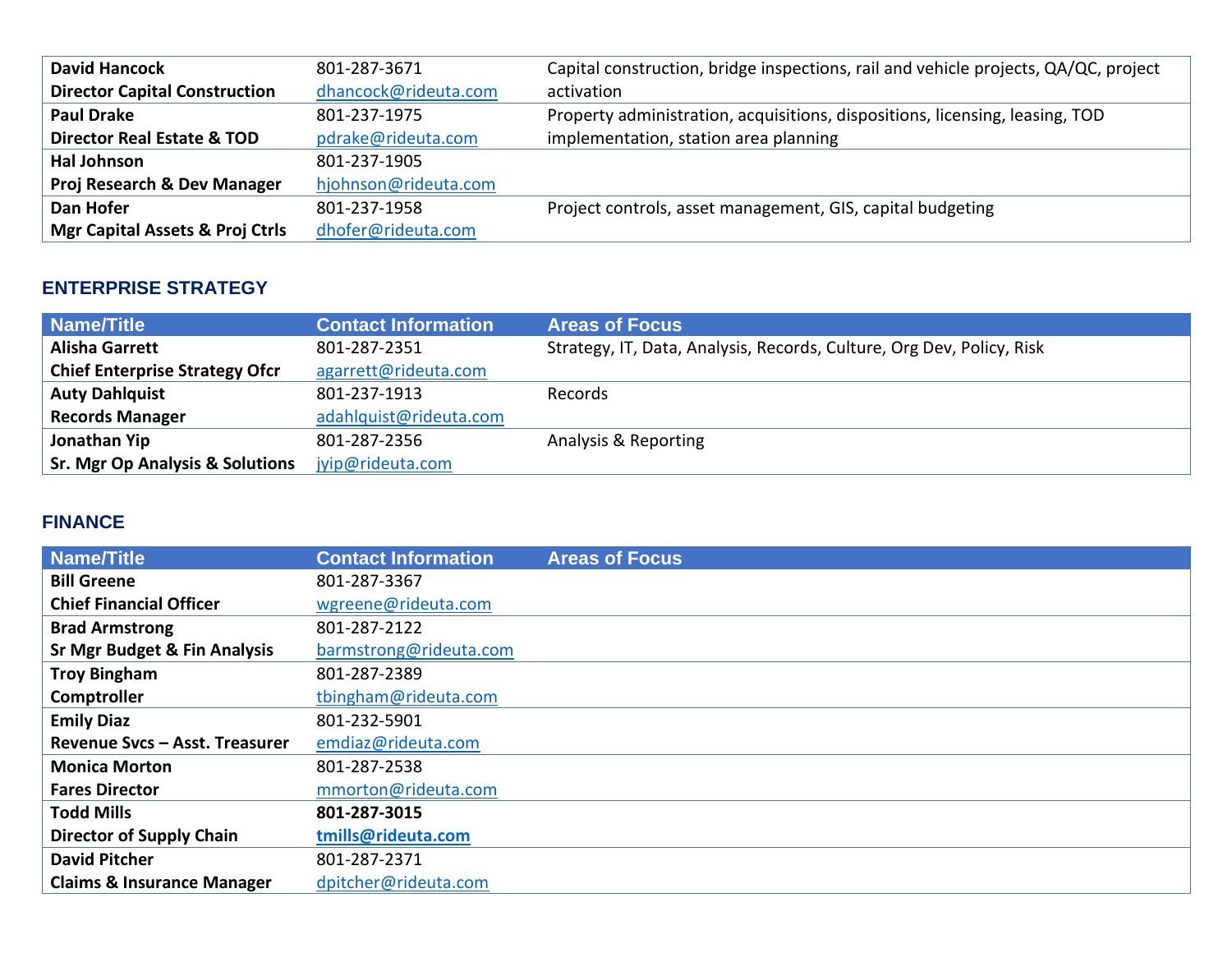| Name/Title | Contact Information | Areas of Focus |
| --- | --- | --- |
| **David Hancock**<br>**Director Capital Construction** | 801-287-3671<br>dhancock@rideuta.com | Capital construction, bridge inspections, rail and vehicle projects, QA/QC, project activation |
| **Paul Drake**<br>**Director Real Estate & TOD** | 801-237-1975<br>pdrake@rideuta.com | Property administration, acquisitions, dispositions, licensing, leasing, TOD implementation, station area planning |
| **Hal Johnson**<br>**Proj Research & Dev Manager** | 801-237-1905<br>hjohnson@rideuta.com | |
| **Dan Hofer**<br>**Mgr Capital Assets & Proj Ctrls** | 801-237-1958<br>dhofer@rideuta.com | Project controls, asset management, GIS, capital budgeting |

## ENTERPRISE STRATEGY

| Name/Title | Contact Information | Areas of Focus |
| --- | --- | --- |
| **Alisha Garrett**<br>**Chief Enterprise Strategy Ofcr** | 801-287-2351<br>agarrett@rideuta.com | Strategy, IT, Data, Analysis, Records, Culture, Org Dev, Policy, Risk |
| **Auty Dahlquist**<br>**Records Manager** | 801-237-1913<br>adahlquist@rideuta.com | Records |
| **Jonathan Yip**<br>**Sr. Mgr Op Analysis & Solutions** | 801-287-2356<br>jyip@rideuta.com | Analysis & Reporting |

## FINANCE

| Name/Title | Contact Information | Areas of Focus |
| --- | --- | --- |
| **Bill Greene**<br>**Chief Financial Officer** | 801-287-3367<br>wgreene@rideuta.com | |
| **Brad Armstrong**<br>**Sr Mgr Budget & Fin Analysis** | 801-287-2122<br>barmstrong@rideuta.com | |
| **Troy Bingham**<br>**Comptroller** | 801-287-2389<br>tbingham@rideuta.com | |
| **Emily Diaz**<br>**Revenue Svcs – Asst. Treasurer** | 801-232-5901<br>emdiaz@rideuta.com | |
| **Monica Morton**<br>**Fares Director** | 801-287-2538<br>mmorton@rideuta.com | |
| **Todd Mills**<br>**Director of Supply Chain** | **801-287-3015**<br>**tmills@rideuta.com** | |
| **David Pitcher**<br>**Claims & Insurance Manager** | 801-287-2371<br>dpitcher@rideuta.com | |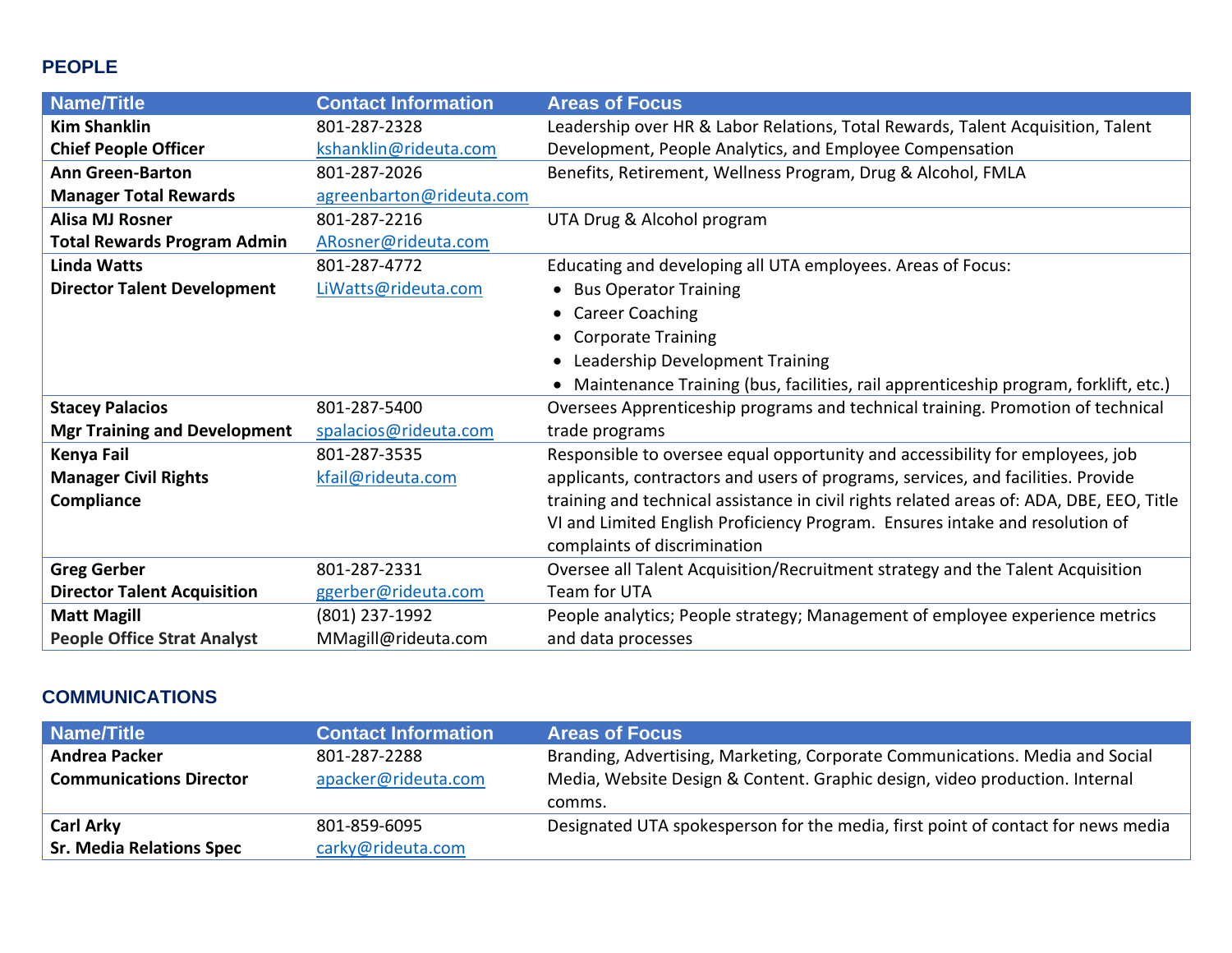## PEOPLE

| Name/Title | Contact Information | Areas of Focus |
|---|---|---|
| **Kim Shanklin**<br>**Chief People Officer** | 801-287-2328<br>kshanklin@rideuta.com | Leadership over HR & Labor Relations, Total Rewards, Talent Acquisition, Talent Development, People Analytics, and Employee Compensation |
| **Ann Green-Barton**<br>**Manager Total Rewards** | 801-287-2026<br>agreenbarton@rideuta.com | Benefits, Retirement, Wellness Program, Drug & Alcohol, FMLA |
| **Alisa MJ Rosner**<br>**Total Rewards Program Admin** | 801-287-2216<br>ARosner@rideuta.com | UTA Drug & Alcohol program |
| **Linda Watts**<br>**Director Talent Development** | 801-287-4772<br>LiWatts@rideuta.com | Educating and developing all UTA employees. Areas of Focus:<br>• Bus Operator Training<br>• Career Coaching<br>• Corporate Training<br>• Leadership Development Training<br>• Maintenance Training (bus, facilities, rail apprenticeship program, forklift, etc.) |
| **Stacey Palacios**<br>**Mgr Training and Development** | 801-287-5400<br>spalacios@rideuta.com | Oversees Apprenticeship programs and technical training. Promotion of technical trade programs |
| **Kenya Fail**<br>**Manager Civil Rights Compliance** | 801-287-3535<br>kfail@rideuta.com | Responsible to oversee equal opportunity and accessibility for employees, job applicants, contractors and users of programs, services, and facilities. Provide training and technical assistance in civil rights related areas of: ADA, DBE, EEO, Title VI and Limited English Proficiency Program. Ensures intake and resolution of complaints of discrimination |
| **Greg Gerber**<br>**Director Talent Acquisition** | 801-287-2331<br>ggerber@rideuta.com | Oversee all Talent Acquisition/Recruitment strategy and the Talent Acquisition Team for UTA |
| **Matt Magill**<br>**People Office Strat Analyst** | (801) 237-1992<br>MMagill@rideuta.com | People analytics; People strategy; Management of employee experience metrics and data processes |

## COMMUNICATIONS

| Name/Title | Contact Information | Areas of Focus |
|---|---|---|
| **Andrea Packer**<br>**Communications Director** | 801-287-2288<br>apacker@rideuta.com | Branding, Advertising, Marketing, Corporate Communications. Media and Social Media, Website Design & Content. Graphic design, video production. Internal comms. |
| **Carl Arky**<br>**Sr. Media Relations Spec** | 801-859-6095<br>carky@rideuta.com | Designated UTA spokesperson for the media, first point of contact for news media |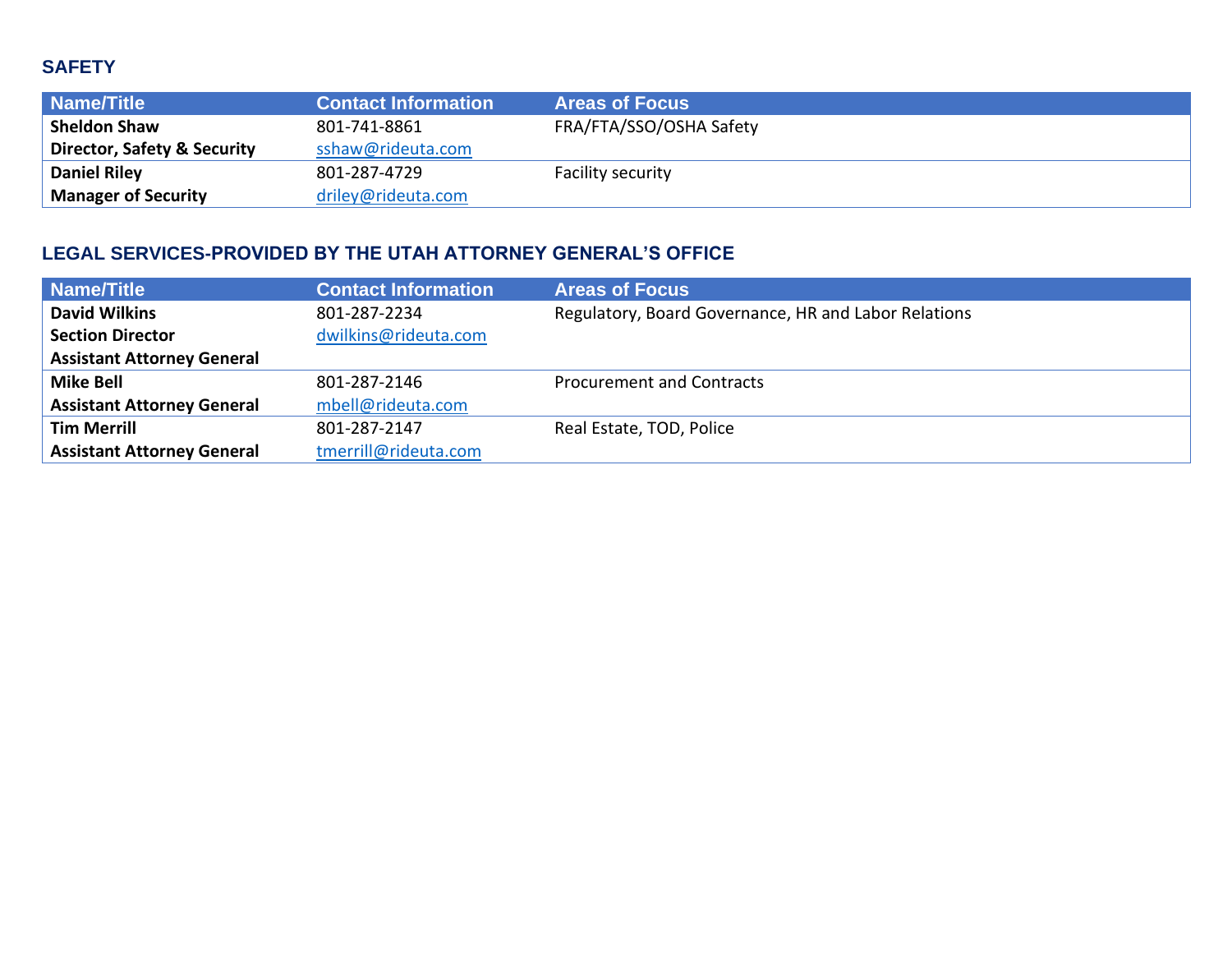## SAFETY

| Name/Title | Contact Information | Areas of Focus |
|---|---|---|
| **Sheldon Shaw**<br>**Director, Safety & Security** | 801-741-8861<br>sshaw@rideuta.com | FRA/FTA/SSO/OSHA Safety |
| **Daniel Riley**<br>**Manager of Security** | 801-287-4729<br>driley@rideuta.com | Facility security |

## LEGAL SERVICES-PROVIDED BY THE UTAH ATTORNEY GENERAL'S OFFICE

| Name/Title | Contact Information | Areas of Focus |
|---|---|---|
| **David Wilkins**<br>**Section Director**<br>**Assistant Attorney General** | 801-287-2234<br>dwilkins@rideuta.com | Regulatory, Board Governance, HR and Labor Relations |
| **Mike Bell**<br>**Assistant Attorney General** | 801-287-2146<br>mbell@rideuta.com | Procurement and Contracts |
| **Tim Merrill**<br>**Assistant Attorney General** | 801-287-2147<br>tmerrill@rideuta.com | Real Estate, TOD, Police |